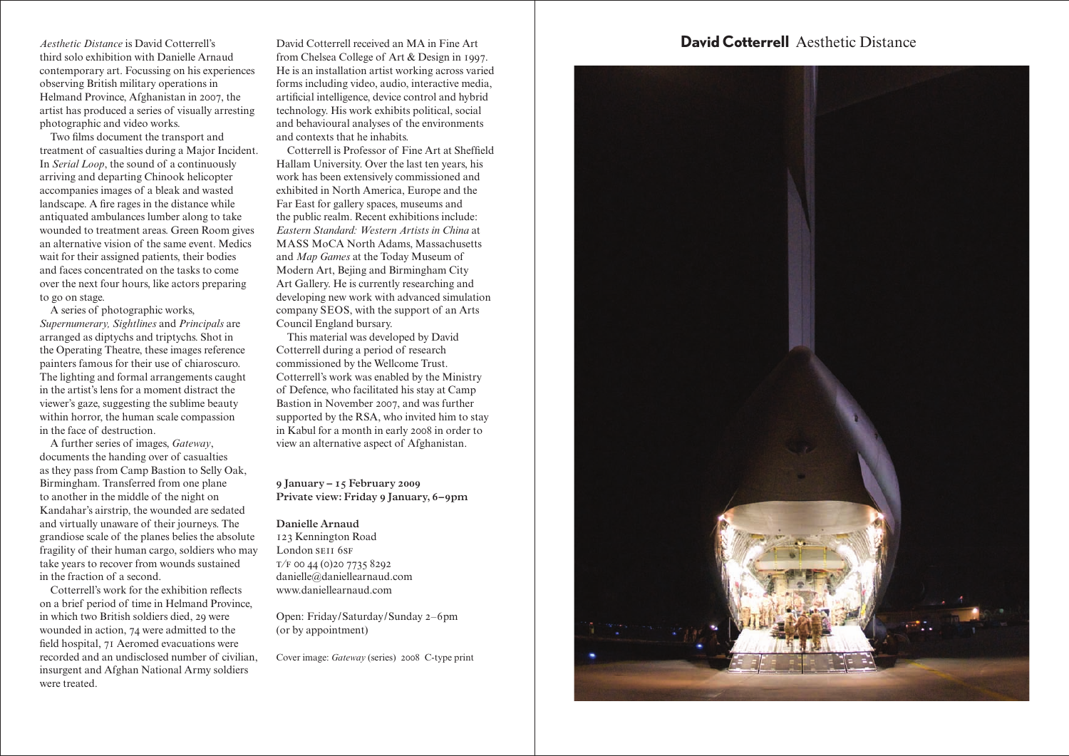# **David Cotterrell** Aesthetic Distance

*Aesthetic Distance* is David Cotterrell's third solo exhibition with Danielle Arnaud contemporary art. Focussing on his experiences observing British military operations in Helmand Province, Afghanistan in 2007, the artist has produced a series of visually arresting photographic and video works.

Two films document the transport and treatment of casualties during a Major Incident. In *Serial Loop*, the sound of a continuously arriving and departing Chinook helicopter accompanies images of a bleak and wasted landscape. A fire rages in the distance while antiquated ambulances lumber along to take wounded to treatment areas. Green Room gives an alternative vision of the same event. Medics wait for their assigned patients, their bodies and faces concentrated on the tasks to come over the next four hours, like actors preparing to go on stage.

A series of photographic works, *Supernumerary, Sightlines* and *Principals* are arranged as diptychs and triptychs. Shot in the Operating Theatre, these images reference painters famous for their use of chiaroscuro. The lighting and formal arrangements caught in the artist's lens for a moment distract the viewer's gaze, suggesting the sublime beauty within horror, the human scale compassion in the face of destruction.

A further series of images, *Gateway*, documents the handing over of casualties as they pass from Camp Bastion to Selly Oak, Birmingham. Transferred from one plane to another in the middle of the night on Kandahar's airstrip, the wounded are sedated and virtually unaware of their journeys. The grandiose scale of the planes belies the absolute fragility of their human cargo, soldiers who may take years to recover from wounds sustained in the fraction of a second.

Cotterrell's work for the exhibition reflects on a brief period of time in Helmand Province, in which two British soldiers died, 29 were wounded in action, 74 were admitted to the field hospital, 71 Aeromed evacuations were recorded and an undisclosed number of civilian, insurgent and Afghan National Army soldiers were treated.

David Cotterrell received an MA in Fine Art from Chelsea College of Art & Design in 1997. He is an installation artist working across varied forms including video, audio, interactive media, artificial intelligence, device control and hybrid technology. His work exhibits political, social and behavioural analyses of the environments and contexts that he inhabits.

Cotterrell is Professor of Fine Art at Sheffield Hallam University. Over the last ten years, his work has been extensively commissioned and exhibited in North America, Europe and the Far East for gallery spaces, museums and the public realm. Recent exhibitions include: *Eastern Standard: Western Artists in China* at MASS MoCA North Adams, Massachusetts and *Map Games* at the Today Museum of Modern Art, Bejing and Birmingham City Art Gallery. He is currently researching and developing new work with advanced simulation company SEOS, with the support of an Arts Council England bursary.

This material was developed by David Cotterrell during a period of research commissioned by the Wellcome Trust. Cotterrell's work was enabled by the Ministry of Defence, who facilitated his stay at Camp Bastion in November 2007, and was further supported by the RSA, who invited him to stay in Kabul for a month in early 2008 in order to view an alternative aspect of Afghanistan.

**9 January – 15 February 2009**
**Private view: Friday 9 January, 6–9pm**

**Danielle Arnaud**
123 Kennington Road
London SE11 6SF
T/F 00 44 (0)20 7735 8292
danielle@daniellearnaud.com
www.daniellearnaud.com

Open: Friday/Saturday/Sunday 2–6pm
(or by appointment)

Cover image: *Gateway* (series) 2008 C-type print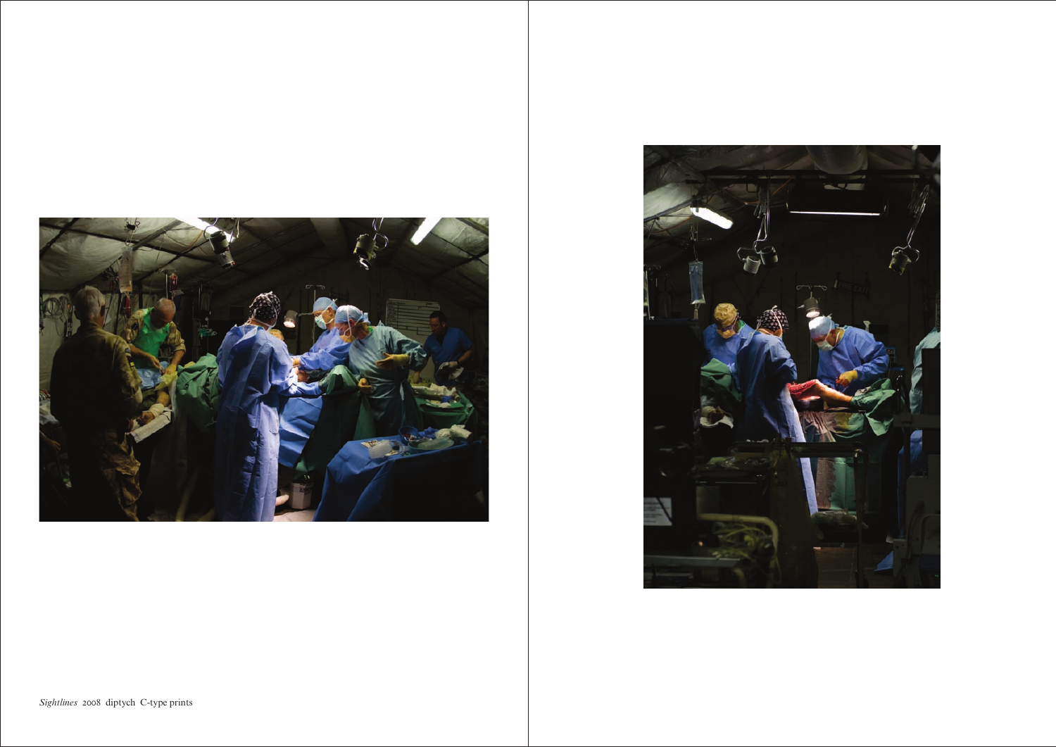*Sightlines* 2008 diptych C-type prints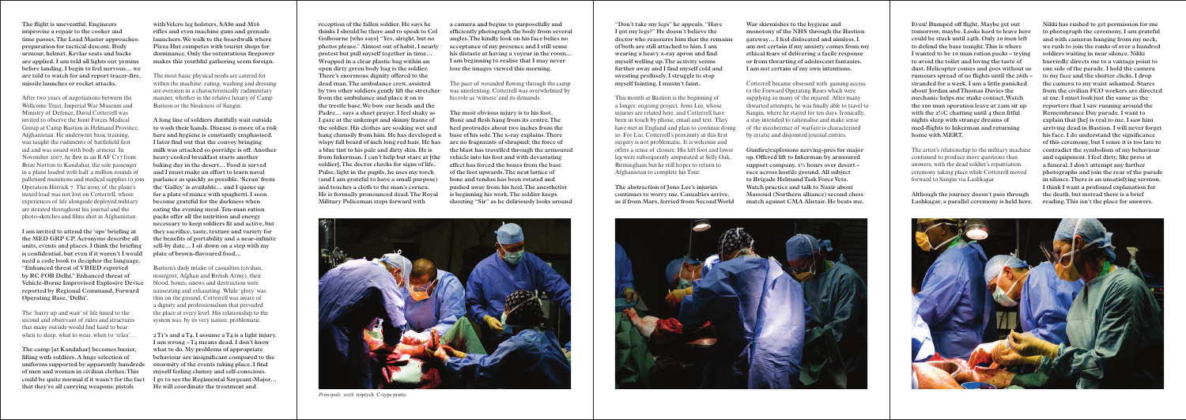**The flight is uneventful. Engineers improvise a repair to the cooler and time passes. The Load Master approaches: preparation for tactical descent. Body armour, helmet, Kevlar seats and backs are applied. I am told all lights out 30mins before landing. I begin to feel nervous… we are told to watch for and report tracer-fire, missile launches or rocket attacks.**

After two years of negotiations between the Wellcome Trust, Imperial War Museum and Ministry of Defence, David Cotterrell was invited to observe the Joint Forces Medical Group at Camp Bastion in Helmand Province, Afghanistan. He underwent basic training, was taught the rudiments of battlefield first aid and was issued with body armour. In November 2007, he flew in an RAF C17 from Brize Norton to Kandahar, the sole passenger in a plane loaded with half a million rounds of palletised munitions and medical supplies to join Operation Herrick 7. The irony of the plane's mixed load was not lost on Cotterrell, whose experiences of life alongside deployed military are iterated throughout his journal and the photo-sketches and films shot in Afghanistan.

**I am invited to attend the 'ops' briefing at the MED GRP CP. Acronyms describe all units, events and places. I think the briefing is confidential, but even if it weren't I would need a code book to decipher the language. "Enhanced threat of VBIED reported by RC FOB Delhi." Enhanced threat of Vehicle-Borne Improvised Explosive Device reported by Regional Command, Forward Operating Base, 'Delhi'.**

The 'hurry up and wait' of life timed to the second and observant of rules and structures that many outside would find hard to bear: when to sleep, what to wear, when to 'relax'…

**The camp [at Kandahar] becomes busier, filling with soldiers. A huge selection of uniforms supported by apparently hundreds of men and women in civilian clothes. This could be quite normal if it wasn't for the fact that they're all carrying weapons: pistols with Velcro leg holsters, SA80 and M16 rifles and even machine guns and grenade launchers. We walk to the boardwalk where Pizza Hut competes with tourist shops for dominance. Only the ostentatious firepower makes this youthful gathering seem foreign.**

The most basic physical needs are catered for within the machine: eating, washing and dressing are overseen in a characteristically uniform manner, whether in the relative luxury of Camp Bastion or the bleakness of Sangin.

**A long line of soldiers dutifully wait outside to wash their hands. Disease is more of a risk here and hygiene is constantly emphasised. I later find out that the convoy bringing milk was attacked so porridge is off. Another heavy cooked breakfast starts another baking day in the desert… Food is served and I must make an effort to learn naval parlance as quickly as possible. 'Scran' from the 'Galley' is available… and I queue up for a plate of mince with spaghetti. I soon become grateful for the darkness when eating the evening meal. Ten-man ration packs offer all the nutrition and energy necessary to keep soldiers fit and active, but they sacrifice, taste, texture and variety for the benefits of portability and a near-infinite sell-by date… I sit down on a step with my plate of brown-flavoured food…**

Bastion's daily intake of casualties (civilian, insurgent, Afghan and British Army), their blood, bones, sinews and destruction were nauseating and exhausting. While 'glory' was thin on the ground, Cotterrell was aware of a dignity and professionalism that pervaded the place at every level. His relationship to the system was, by its very nature, problematic.

**2T1's and a T4. I assume a T4 is a light injury. I am wrong – T4 means dead. I don't know what to do. My problems of appropriate behaviour are insignificant compared to the enormity of the events taking place. I find myself feeling clumsy and self-conscious. I go to see the Regimental Sergeant-Major… He will coordinate the treatment and reception of the fallen soldier. He says he thinks I should be there and to speak to Col Golbourne [who says] "Yes, alright, but no photos please." Almost out of habit, I nearly protest but pull myself together in time… Wrapped in a clear plastic bag within an open dirty green body bag is the soldier. There's enormous dignity offered to the dead man. The ambulance crew, assisted by two other soldiers gently lift the stretcher from the ambulance and place it on to the trestle base. We bow our heads and the Padre… says a short prayer. I feel shaky as I gaze at the unkempt and skinny frame of the soldier. His clothes are soaking wet and hang clumsily from him. He has developed a wispy full beard of inch long red hair. He has a blue tint to his pale and dirty skin. He is from Inkerman. I can't help but stare at [the soldier]. The doctor checks for signs of life. Pulse, light in the pupils, he uses my torch (and I am grateful to have a small purpose) and touches a cloth to the man's cornea. He is formally pronounced dead. The Royal Military Policeman steps forward with a camera and begins to purposefully and efficiently photograph the body from several angles. The kindly look on his face belies no acceptance of my presence and I still sense his distaste at having a voyeur in the room… I am beginning to realise that I may never lose the images viewed this morning.**

The pace of wounded flowing through the camp was unrelenting. Cotterrell was overwhelmed by his role as 'witness' and its demands.

**The most obvious injury is to his foot. Bone and flesh hang from its centre. The heel protrudes about two inches from the base of his sole. The x-ray explains. There are no fragments of shrapnel: the force of the blast has travelled through the armoured vehicle into his foot and with devastating effect has forced the bones from the base of the foot upwards. The neat lattice of bone and tendon has been rotated and pushed away from his heel. The anesthetist is beginning his work. The soldier keeps shouting "Sir" as he deliriously looks around**

*Principals* 2008 triptych C-type prints

**"Don't take my legs" he appeals. "Have I got my legs?" He doesn't believe the doctor who reassures him that the remains of both are still attached to him. I am wearing a heavy x-ray apron and find myself welling up. The activity seems further away and I find myself cold and sweating profusely. I struggle to stop myself fainting. I mustn't faint.**

This month at Bastion is the beginning of a longer, ongoing project. Jono Lee, whose injuries are related here, and Cotterrell have been in touch by phone, email and text. They have met in England and plan to continue doing so. For Lee, Cotterrell's proximity at this first surgery is not problematic. It is welcome and offers a sense of closure. His left foot and lower leg were subsequently amputated at Selly Oak, Birmingham but he still hopes to return to Afghanistan to complete his Tour.

**The abstraction of Jono Lee's injuries continues to worry me. Casualties arrive, as if from Mars, ferried from Second World War skirmishes to the hygiene and monotony of the NHS through the Bastion gateway… I feel dislocated and aimless. I am not certain if my anxiety comes from my ethical fears of delivering a facile response or from thwarting of adolescent fantasies. I am not certain of my own intentions.**

Cotterrell became obsessed with gaining access to the Forward Operating Bases which were supplying so many of the injured. After many thwarted attempts, he was finally able to travel to Sangin, where he stayed for ten days. Ironically, a stay intended to rationalise and make sense of the incoherence of warfare is characterised by erratic and disjointed journal entries.

**Gunfire/explosions nerving-pres for major op. Offered lift to Inkerman by armoured support company. 1½ hours over desert – race across hostile ground. All subject to Brigade Helmand Task Force Veto. Watch practice and talk to Nazir about Massoud (Northern alliance) second chess match against CMA Alistair. He beats me. Even! Bumped off flight. Maybe get out tomorrow, maybe. Looks hard to leave here could be stuck until 24th. Only 10 men left to defend the base tonight. This is where I wanted to be 10 man ration packs – trying to avoid the toilet and loving the taste of dust. Helicopter comes and goes without us rumours spread of no flights until the 26th – stranded for a week. I am a little panicked about Jordan and Thomas Davies the mechanic helps me make contact. Watch the 100 man operation leave at 2am sit up with the 2½C chatting until 4 then fitful nights sleep with strange dreams of med-flights to Inkerman and returning home with MERT.**

The artist's relationship to the military machine continued to produce more questions than answers, with the dead soldier's repatriation ceremony taking place while Cotterrell moved forward to Sangin via Lashkagar.

**Although the journey doesn't pass through Lashkagar, a parallel ceremony is held here. Nikki has rushed to get permission for me to photograph the ceremony. I am grateful and with cameras hanging from my neck, we rush to join the ranks of over a hundred soldiers waiting in near silence. Nikki hurriedly directs me to a vantage point to one side of the parade. I hold the camera to my face and the shutter clicks. I drop the camera to my waist ashamed. Stares from the civilian FCO workers are directed at me. I must look just the same as the reporters that I saw running around the Remembrance Day parade. I want to explain that [he] is real to me. I saw him arriving dead in Bastion. I will never forget his face. I do understand the significance of this ceremony, but I sense it is too late to contradict the symbolism of my behaviour and equipment. I feel dirty, like press at a funeral. I don't attempt any further photographs and join the rear of the parade in silence. There is an unsatisfying sermon. I think I want a profound explanation for the death, but instead there is a brief reading. This isn't the place for answers.**